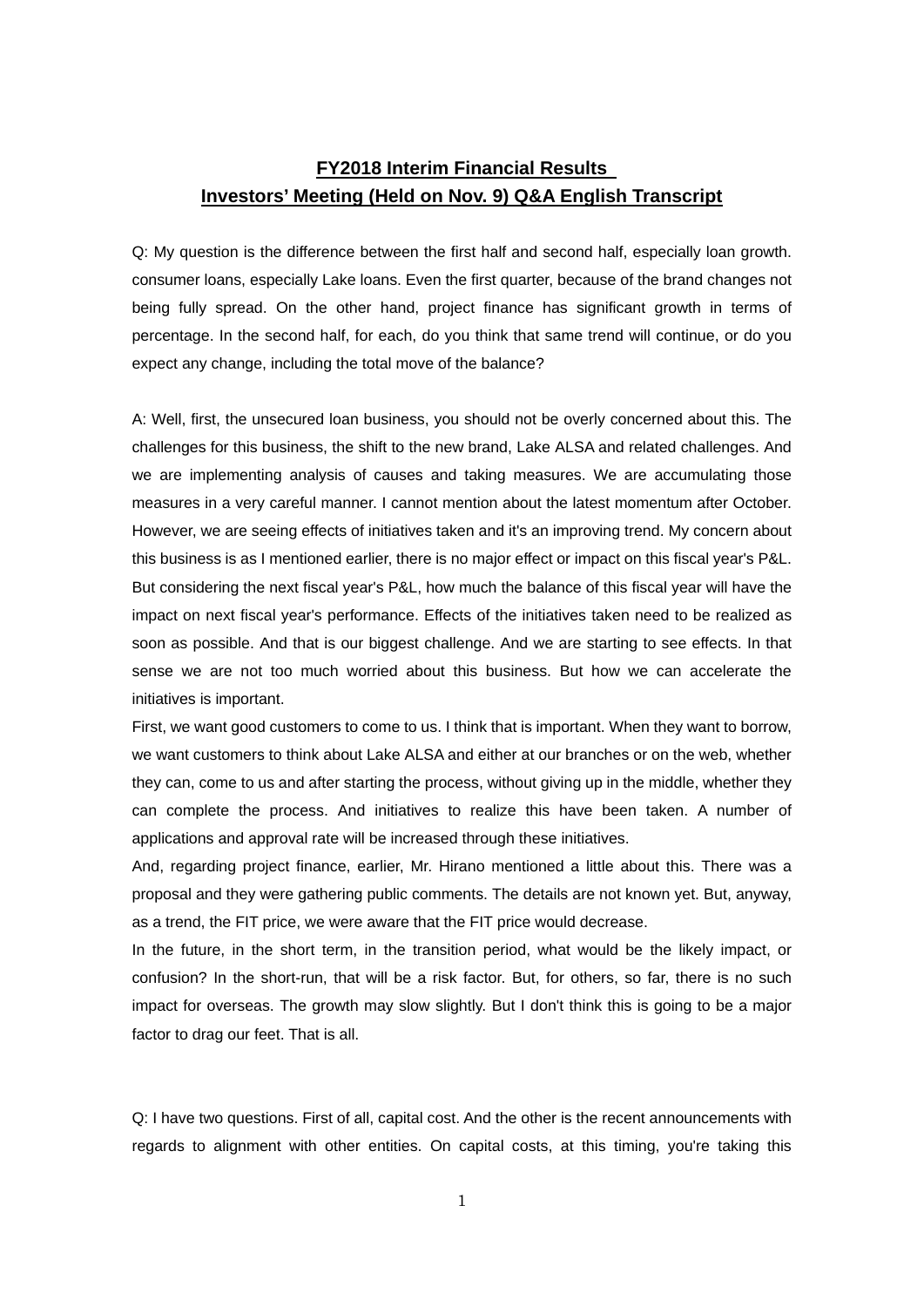# FY2018 Interim Financial Results Investors' Meeting (Held on Nov. 9) Q&A English Transcript

Q: My question is the difference between the first half and second half, especially loan growth. consumer loans, especially Lake loans. Even the first quarter, because of the brand changes not being fully spread. On the other hand, project finance has significant growth in terms of percentage. In the second half, for each, do you think that same trend will continue, or do you expect any change, including the total move of the balance?

A: Well, first, the unsecured loan business, you should not be overly concerned about this. The challenges for this business, the shift to the new brand, Lake ALSA and related challenges. And we are implementing analysis of causes and taking measures. We are accumulating those measures in a very careful manner. I cannot mention about the latest momentum after October. However, we are seeing effects of initiatives taken and it's an improving trend. My concern about this business is as I mentioned earlier, there is no major effect or impact on this fiscal year's P&L. But considering the next fiscal year's P&L, how much the balance of this fiscal year will have the impact on next fiscal year's performance. Effects of the initiatives taken need to be realized as soon as possible. And that is our biggest challenge. And we are starting to see effects. In that sense we are not too much worried about this business. But how we can accelerate the initiatives is important.

First, we want good customers to come to us. I think that is important. When they want to borrow, we want customers to think about Lake ALSA and either at our branches or on the web, whether they can, come to us and after starting the process, without giving up in the middle, whether they can complete the process. And initiatives to realize this have been taken. A number of applications and approval rate will be increased through these initiatives.

And, regarding project finance, earlier, Mr. Hirano mentioned a little about this. There was a proposal and they were gathering public comments. The details are not known yet. But, anyway, as a trend, the FIT price, we were aware that the FIT price would decrease.

In the future, in the short term, in the transition period, what would be the likely impact, or confusion? In the short-run, that will be a risk factor. But, for others, so far, there is no such impact for overseas. The growth may slow slightly. But I don't think this is going to be a major factor to drag our feet. That is all.

Q: I have two questions. First of all, capital cost. And the other is the recent announcements with regards to alignment with other entities. On capital costs, at this timing, you're taking this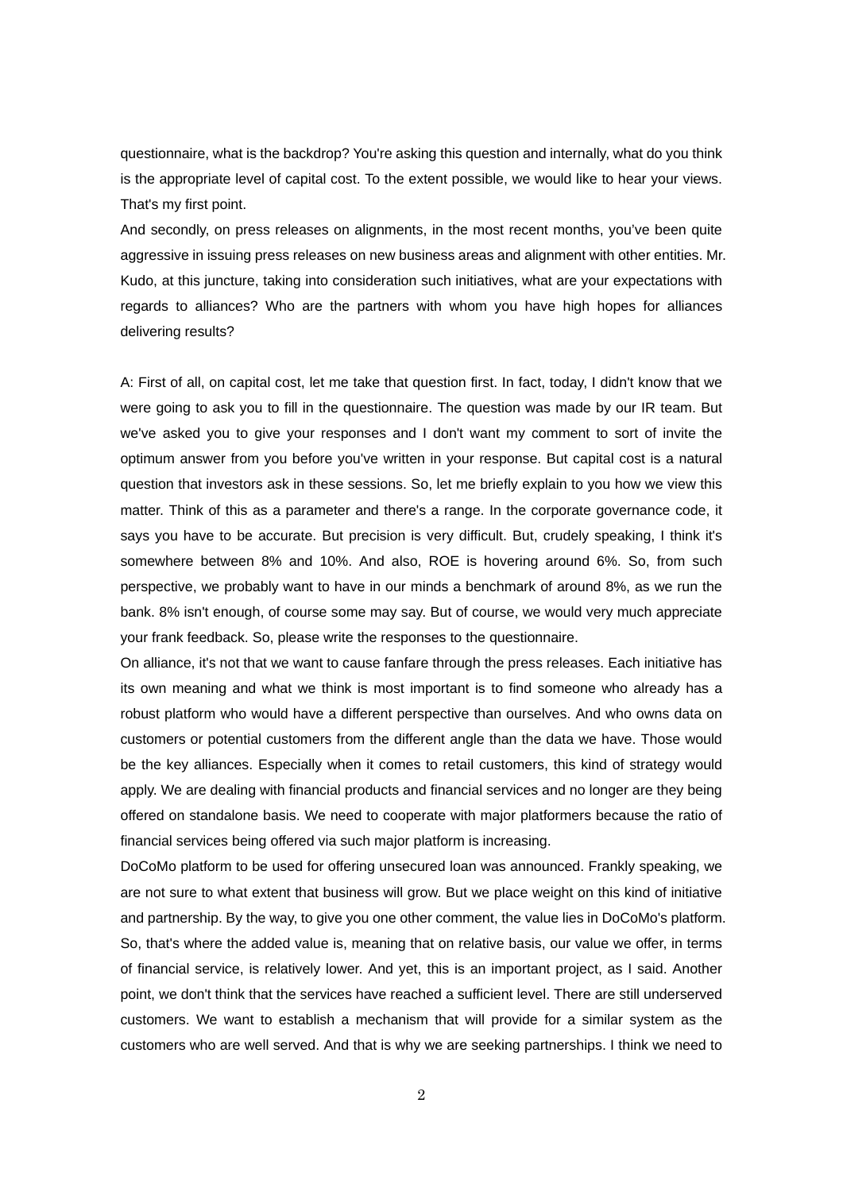questionnaire, what is the backdrop? You're asking this question and internally, what do you think is the appropriate level of capital cost. To the extent possible, we would like to hear your views. That's my first point.

And secondly, on press releases on alignments, in the most recent months, you've been quite aggressive in issuing press releases on new business areas and alignment with other entities. Mr. Kudo, at this juncture, taking into consideration such initiatives, what are your expectations with regards to alliances? Who are the partners with whom you have high hopes for alliances delivering results?

A: First of all, on capital cost, let me take that question first. In fact, today, I didn't know that we were going to ask you to fill in the questionnaire. The question was made by our IR team. But we've asked you to give your responses and I don't want my comment to sort of invite the optimum answer from you before you've written in your response. But capital cost is a natural question that investors ask in these sessions. So, let me briefly explain to you how we view this matter. Think of this as a parameter and there's a range. In the corporate governance code, it says you have to be accurate. But precision is very difficult. But, crudely speaking, I think it's somewhere between 8% and 10%. And also, ROE is hovering around 6%. So, from such perspective, we probably want to have in our minds a benchmark of around 8%, as we run the bank. 8% isn't enough, of course some may say. But of course, we would very much appreciate your frank feedback. So, please write the responses to the questionnaire.

On alliance, it's not that we want to cause fanfare through the press releases. Each initiative has its own meaning and what we think is most important is to find someone who already has a robust platform who would have a different perspective than ourselves. And who owns data on customers or potential customers from the different angle than the data we have. Those would be the key alliances. Especially when it comes to retail customers, this kind of strategy would apply. We are dealing with financial products and financial services and no longer are they being offered on standalone basis. We need to cooperate with major platformers because the ratio of financial services being offered via such major platform is increasing.

DoCoMo platform to be used for offering unsecured loan was announced. Frankly speaking, we are not sure to what extent that business will grow. But we place weight on this kind of initiative and partnership. By the way, to give you one other comment, the value lies in DoCoMo's platform. So, that's where the added value is, meaning that on relative basis, our value we offer, in terms of financial service, is relatively lower. And yet, this is an important project, as I said. Another point, we don't think that the services have reached a sufficient level. There are still underserved customers. We want to establish a mechanism that will provide for a similar system as the customers who are well served. And that is why we are seeking partnerships. I think we need to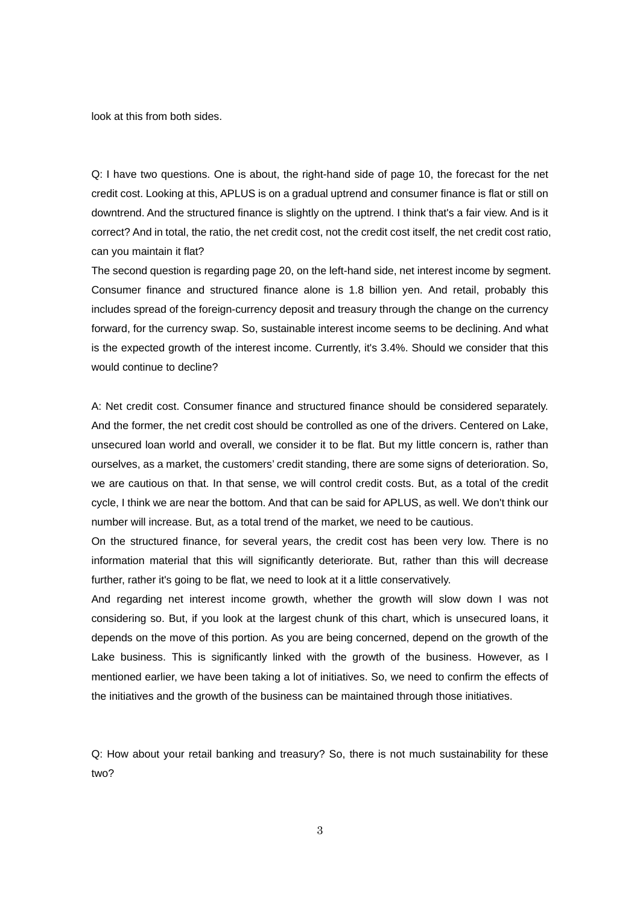look at this from both sides.

Q: I have two questions. One is about, the right-hand side of page 10, the forecast for the net credit cost. Looking at this, APLUS is on a gradual uptrend and consumer finance is flat or still on downtrend. And the structured finance is slightly on the uptrend. I think that's a fair view. And is it correct? And in total, the ratio, the net credit cost, not the credit cost itself, the net credit cost ratio, can you maintain it flat?

The second question is regarding page 20, on the left-hand side, net interest income by segment. Consumer finance and structured finance alone is 1.8 billion yen. And retail, probably this includes spread of the foreign-currency deposit and treasury through the change on the currency forward, for the currency swap. So, sustainable interest income seems to be declining. And what is the expected growth of the interest income. Currently, it's 3.4%. Should we consider that this would continue to decline?

A: Net credit cost. Consumer finance and structured finance should be considered separately. And the former, the net credit cost should be controlled as one of the drivers. Centered on Lake, unsecured loan world and overall, we consider it to be flat. But my little concern is, rather than ourselves, as a market, the customers' credit standing, there are some signs of deterioration. So, we are cautious on that. In that sense, we will control credit costs. But, as a total of the credit cycle, I think we are near the bottom. And that can be said for APLUS, as well. We don't think our number will increase. But, as a total trend of the market, we need to be cautious.

On the structured finance, for several years, the credit cost has been very low. There is no information material that this will significantly deteriorate. But, rather than this will decrease further, rather it's going to be flat, we need to look at it a little conservatively.

And regarding net interest income growth, whether the growth will slow down I was not considering so. But, if you look at the largest chunk of this chart, which is unsecured loans, it depends on the move of this portion. As you are being concerned, depend on the growth of the Lake business. This is significantly linked with the growth of the business. However, as I mentioned earlier, we have been taking a lot of initiatives. So, we need to confirm the effects of the initiatives and the growth of the business can be maintained through those initiatives.

Q: How about your retail banking and treasury? So, there is not much sustainability for these two?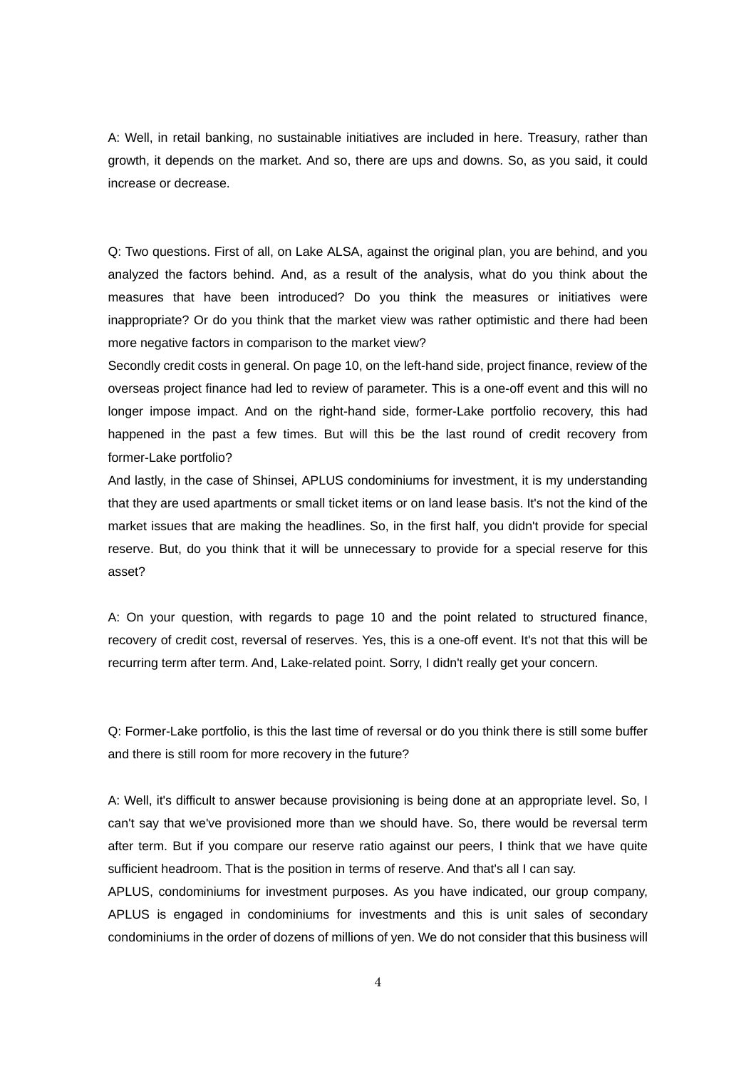A: Well, in retail banking, no sustainable initiatives are included in here. Treasury, rather than growth, it depends on the market. And so, there are ups and downs. So, as you said, it could increase or decrease.

Q: Two questions. First of all, on Lake ALSA, against the original plan, you are behind, and you analyzed the factors behind. And, as a result of the analysis, what do you think about the measures that have been introduced? Do you think the measures or initiatives were inappropriate? Or do you think that the market view was rather optimistic and there had been more negative factors in comparison to the market view?

Secondly credit costs in general. On page 10, on the left-hand side, project finance, review of the overseas project finance had led to review of parameter. This is a one-off event and this will no longer impose impact. And on the right-hand side, former-Lake portfolio recovery, this had happened in the past a few times. But will this be the last round of credit recovery from former-Lake portfolio?

And lastly, in the case of Shinsei, APLUS condominiums for investment, it is my understanding that they are used apartments or small ticket items or on land lease basis. It's not the kind of the market issues that are making the headlines. So, in the first half, you didn't provide for special reserve. But, do you think that it will be unnecessary to provide for a special reserve for this asset?

A: On your question, with regards to page 10 and the point related to structured finance, recovery of credit cost, reversal of reserves. Yes, this is a one-off event. It's not that this will be recurring term after term. And, Lake-related point. Sorry, I didn't really get your concern.

Q: Former-Lake portfolio, is this the last time of reversal or do you think there is still some buffer and there is still room for more recovery in the future?

A: Well, it's difficult to answer because provisioning is being done at an appropriate level. So, I can't say that we've provisioned more than we should have. So, there would be reversal term after term. But if you compare our reserve ratio against our peers, I think that we have quite sufficient headroom. That is the position in terms of reserve. And that's all I can say.

APLUS, condominiums for investment purposes. As you have indicated, our group company, APLUS is engaged in condominiums for investments and this is unit sales of secondary condominiums in the order of dozens of millions of yen. We do not consider that this business will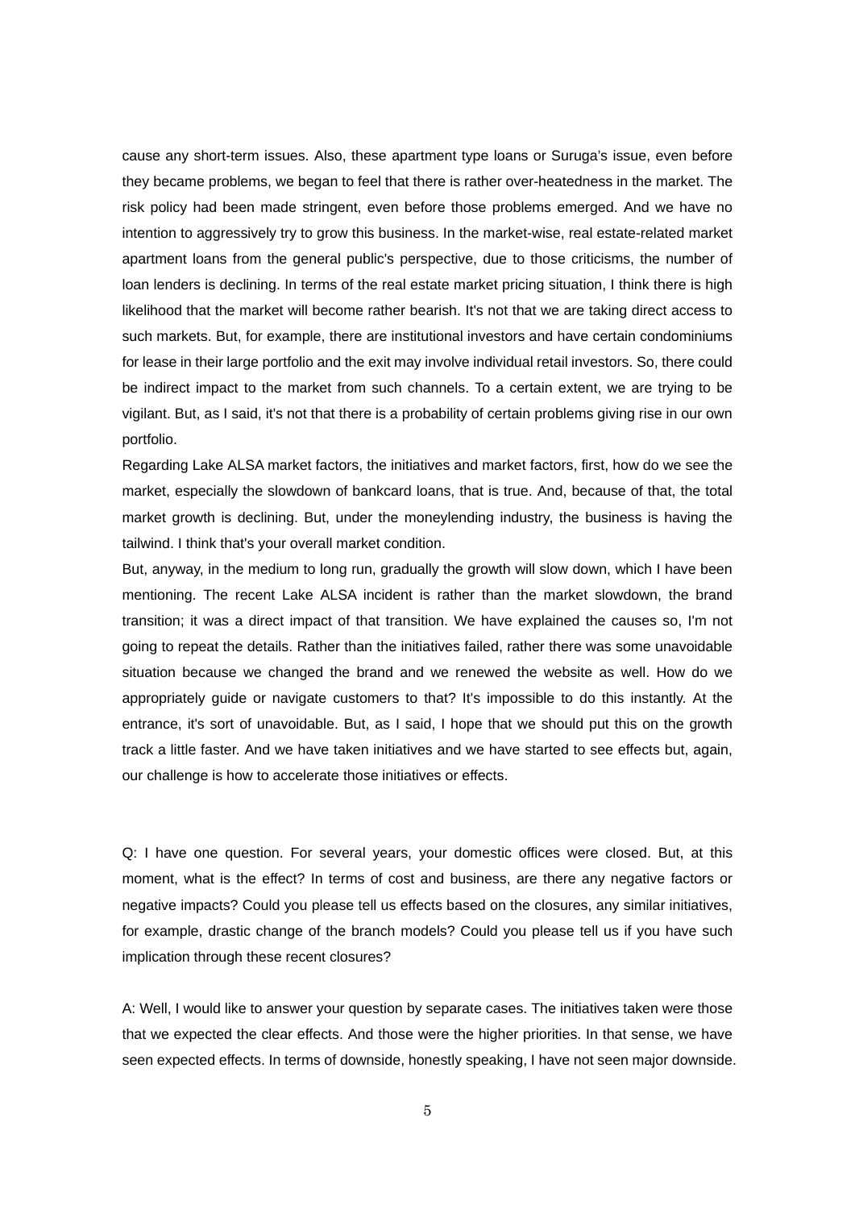cause any short-term issues. Also, these apartment type loans or Suruga's issue, even before they became problems, we began to feel that there is rather over-heatedness in the market. The risk policy had been made stringent, even before those problems emerged. And we have no intention to aggressively try to grow this business. In the market-wise, real estate-related market apartment loans from the general public's perspective, due to those criticisms, the number of loan lenders is declining. In terms of the real estate market pricing situation, I think there is high likelihood that the market will become rather bearish. It's not that we are taking direct access to such markets. But, for example, there are institutional investors and have certain condominiums for lease in their large portfolio and the exit may involve individual retail investors. So, there could be indirect impact to the market from such channels. To a certain extent, we are trying to be vigilant. But, as I said, it's not that there is a probability of certain problems giving rise in our own portfolio.

Regarding Lake ALSA market factors, the initiatives and market factors, first, how do we see the market, especially the slowdown of bankcard loans, that is true. And, because of that, the total market growth is declining. But, under the moneylending industry, the business is having the tailwind. I think that's your overall market condition.

But, anyway, in the medium to long run, gradually the growth will slow down, which I have been mentioning. The recent Lake ALSA incident is rather than the market slowdown, the brand transition; it was a direct impact of that transition. We have explained the causes so, I'm not going to repeat the details. Rather than the initiatives failed, rather there was some unavoidable situation because we changed the brand and we renewed the website as well. How do we appropriately guide or navigate customers to that? It's impossible to do this instantly. At the entrance, it's sort of unavoidable. But, as I said, I hope that we should put this on the growth track a little faster. And we have taken initiatives and we have started to see effects but, again, our challenge is how to accelerate those initiatives or effects.

Q: I have one question. For several years, your domestic offices were closed. But, at this moment, what is the effect? In terms of cost and business, are there any negative factors or negative impacts? Could you please tell us effects based on the closures, any similar initiatives, for example, drastic change of the branch models? Could you please tell us if you have such implication through these recent closures?

A: Well, I would like to answer your question by separate cases. The initiatives taken were those that we expected the clear effects. And those were the higher priorities. In that sense, we have seen expected effects. In terms of downside, honestly speaking, I have not seen major downside.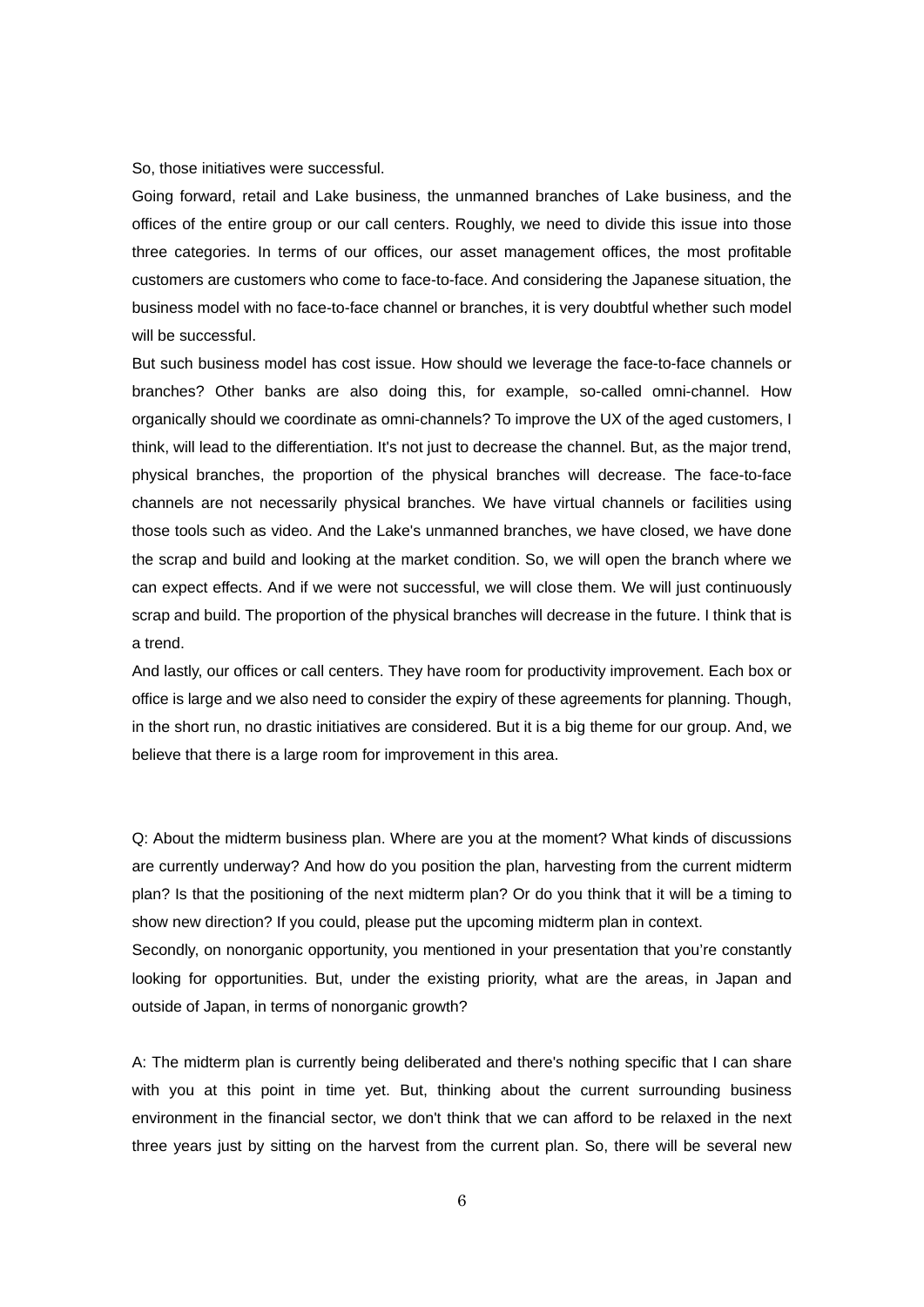So, those initiatives were successful.

Going forward, retail and Lake business, the unmanned branches of Lake business, and the offices of the entire group or our call centers. Roughly, we need to divide this issue into those three categories. In terms of our offices, our asset management offices, the most profitable customers are customers who come to face-to-face. And considering the Japanese situation, the business model with no face-to-face channel or branches, it is very doubtful whether such model will be successful.

But such business model has cost issue. How should we leverage the face-to-face channels or branches? Other banks are also doing this, for example, so-called omni-channel. How organically should we coordinate as omni-channels? To improve the UX of the aged customers, I think, will lead to the differentiation. It's not just to decrease the channel. But, as the major trend, physical branches, the proportion of the physical branches will decrease. The face-to-face channels are not necessarily physical branches. We have virtual channels or facilities using those tools such as video. And the Lake's unmanned branches, we have closed, we have done the scrap and build and looking at the market condition. So, we will open the branch where we can expect effects. And if we were not successful, we will close them. We will just continuously scrap and build. The proportion of the physical branches will decrease in the future. I think that is a trend.

And lastly, our offices or call centers. They have room for productivity improvement. Each box or office is large and we also need to consider the expiry of these agreements for planning. Though, in the short run, no drastic initiatives are considered. But it is a big theme for our group. And, we believe that there is a large room for improvement in this area.

Q: About the midterm business plan. Where are you at the moment? What kinds of discussions are currently underway? And how do you position the plan, harvesting from the current midterm plan? Is that the positioning of the next midterm plan? Or do you think that it will be a timing to show new direction? If you could, please put the upcoming midterm plan in context.

Secondly, on nonorganic opportunity, you mentioned in your presentation that you're constantly looking for opportunities. But, under the existing priority, what are the areas, in Japan and outside of Japan, in terms of nonorganic growth?

A: The midterm plan is currently being deliberated and there's nothing specific that I can share with you at this point in time yet. But, thinking about the current surrounding business environment in the financial sector, we don't think that we can afford to be relaxed in the next three years just by sitting on the harvest from the current plan. So, there will be several new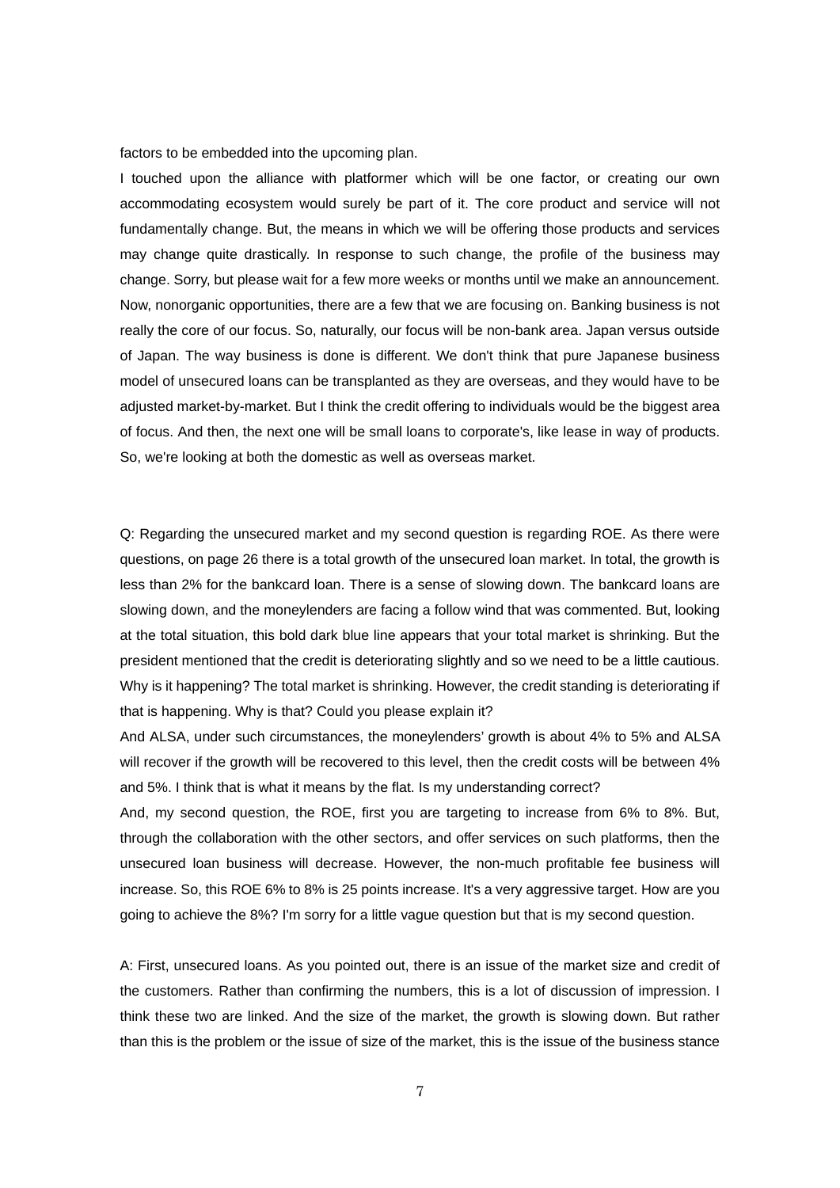factors to be embedded into the upcoming plan.

I touched upon the alliance with platformer which will be one factor, or creating our own accommodating ecosystem would surely be part of it. The core product and service will not fundamentally change. But, the means in which we will be offering those products and services may change quite drastically. In response to such change, the profile of the business may change. Sorry, but please wait for a few more weeks or months until we make an announcement. Now, nonorganic opportunities, there are a few that we are focusing on. Banking business is not really the core of our focus. So, naturally, our focus will be non-bank area. Japan versus outside of Japan. The way business is done is different. We don't think that pure Japanese business model of unsecured loans can be transplanted as they are overseas, and they would have to be adjusted market-by-market. But I think the credit offering to individuals would be the biggest area of focus. And then, the next one will be small loans to corporate's, like lease in way of products. So, we're looking at both the domestic as well as overseas market.

Q: Regarding the unsecured market and my second question is regarding ROE. As there were questions, on page 26 there is a total growth of the unsecured loan market. In total, the growth is less than 2% for the bankcard loan. There is a sense of slowing down. The bankcard loans are slowing down, and the moneylenders are facing a follow wind that was commented. But, looking at the total situation, this bold dark blue line appears that your total market is shrinking. But the president mentioned that the credit is deteriorating slightly and so we need to be a little cautious. Why is it happening? The total market is shrinking. However, the credit standing is deteriorating if that is happening. Why is that? Could you please explain it?

And ALSA, under such circumstances, the moneylenders' growth is about 4% to 5% and ALSA will recover if the growth will be recovered to this level, then the credit costs will be between 4% and 5%. I think that is what it means by the flat. Is my understanding correct?

And, my second question, the ROE, first you are targeting to increase from 6% to 8%. But, through the collaboration with the other sectors, and offer services on such platforms, then the unsecured loan business will decrease. However, the non-much profitable fee business will increase. So, this ROE 6% to 8% is 25 points increase. It's a very aggressive target. How are you going to achieve the 8%? I'm sorry for a little vague question but that is my second question.

A: First, unsecured loans. As you pointed out, there is an issue of the market size and credit of the customers. Rather than confirming the numbers, this is a lot of discussion of impression. I think these two are linked. And the size of the market, the growth is slowing down. But rather than this is the problem or the issue of size of the market, this is the issue of the business stance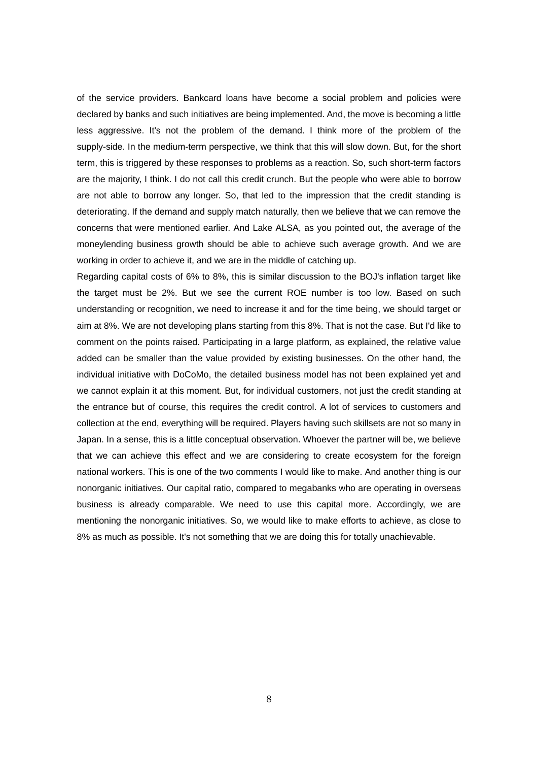of the service providers. Bankcard loans have become a social problem and policies were declared by banks and such initiatives are being implemented. And, the move is becoming a little less aggressive. It's not the problem of the demand. I think more of the problem of the supply-side. In the medium-term perspective, we think that this will slow down. But, for the short term, this is triggered by these responses to problems as a reaction. So, such short-term factors are the majority, I think. I do not call this credit crunch. But the people who were able to borrow are not able to borrow any longer. So, that led to the impression that the credit standing is deteriorating. If the demand and supply match naturally, then we believe that we can remove the concerns that were mentioned earlier. And Lake ALSA, as you pointed out, the average of the moneylending business growth should be able to achieve such average growth. And we are working in order to achieve it, and we are in the middle of catching up.

Regarding capital costs of 6% to 8%, this is similar discussion to the BOJ's inflation target like the target must be 2%. But we see the current ROE number is too low. Based on such understanding or recognition, we need to increase it and for the time being, we should target or aim at 8%. We are not developing plans starting from this 8%. That is not the case. But I'd like to comment on the points raised. Participating in a large platform, as explained, the relative value added can be smaller than the value provided by existing businesses. On the other hand, the individual initiative with DoCoMo, the detailed business model has not been explained yet and we cannot explain it at this moment. But, for individual customers, not just the credit standing at the entrance but of course, this requires the credit control. A lot of services to customers and collection at the end, everything will be required. Players having such skillsets are not so many in Japan. In a sense, this is a little conceptual observation. Whoever the partner will be, we believe that we can achieve this effect and we are considering to create ecosystem for the foreign national workers. This is one of the two comments I would like to make. And another thing is our nonorganic initiatives. Our capital ratio, compared to megabanks who are operating in overseas business is already comparable. We need to use this capital more. Accordingly, we are mentioning the nonorganic initiatives. So, we would like to make efforts to achieve, as close to 8% as much as possible. It's not something that we are doing this for totally unachievable.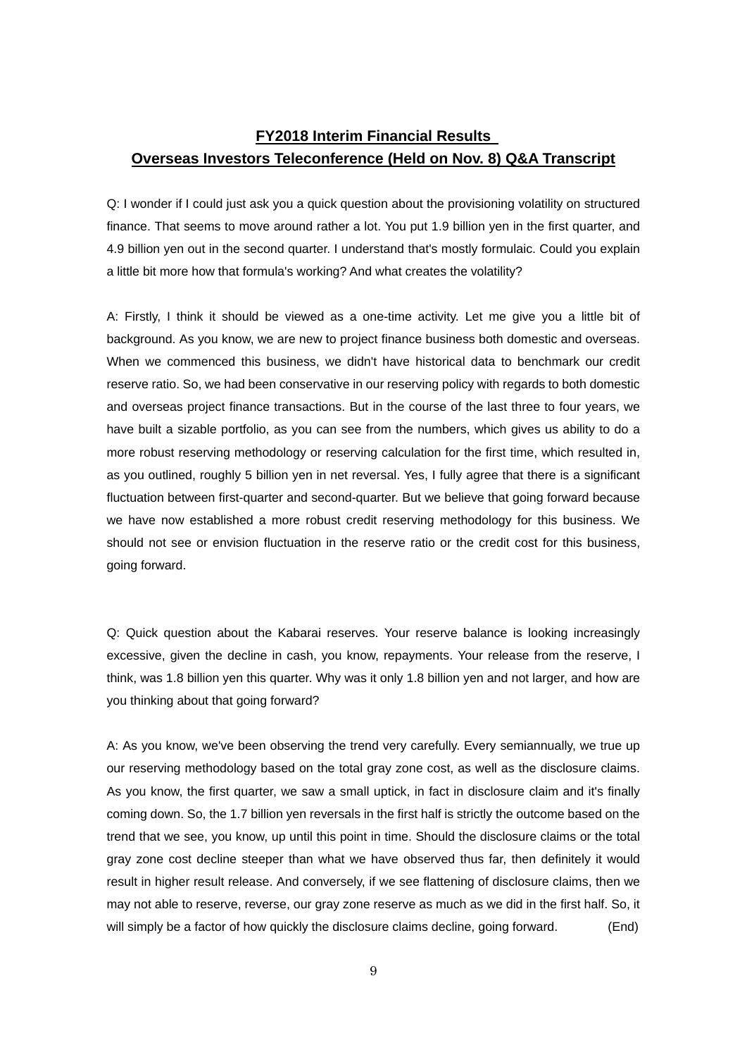# FY2018 Interim Financial Results
## Overseas Investors Teleconference (Held on Nov. 8) Q&A Transcript

Q: I wonder if I could just ask you a quick question about the provisioning volatility on structured finance. That seems to move around rather a lot. You put 1.9 billion yen in the first quarter, and 4.9 billion yen out in the second quarter. I understand that's mostly formulaic. Could you explain a little bit more how that formula's working? And what creates the volatility?

A: Firstly, I think it should be viewed as a one-time activity. Let me give you a little bit of background. As you know, we are new to project finance business both domestic and overseas. When we commenced this business, we didn't have historical data to benchmark our credit reserve ratio. So, we had been conservative in our reserving policy with regards to both domestic and overseas project finance transactions. But in the course of the last three to four years, we have built a sizable portfolio, as you can see from the numbers, which gives us ability to do a more robust reserving methodology or reserving calculation for the first time, which resulted in, as you outlined, roughly 5 billion yen in net reversal. Yes, I fully agree that there is a significant fluctuation between first-quarter and second-quarter. But we believe that going forward because we have now established a more robust credit reserving methodology for this business. We should not see or envision fluctuation in the reserve ratio or the credit cost for this business, going forward.

Q: Quick question about the Kabarai reserves. Your reserve balance is looking increasingly excessive, given the decline in cash, you know, repayments. Your release from the reserve, I think, was 1.8 billion yen this quarter. Why was it only 1.8 billion yen and not larger, and how are you thinking about that going forward?

A: As you know, we've been observing the trend very carefully. Every semiannually, we true up our reserving methodology based on the total gray zone cost, as well as the disclosure claims. As you know, the first quarter, we saw a small uptick, in fact in disclosure claim and it's finally coming down. So, the 1.7 billion yen reversals in the first half is strictly the outcome based on the trend that we see, you know, up until this point in time. Should the disclosure claims or the total gray zone cost decline steeper than what we have observed thus far, then definitely it would result in higher result release. And conversely, if we see flattening of disclosure claims, then we may not able to reserve, reverse, our gray zone reserve as much as we did in the first half. So, it will simply be a factor of how quickly the disclosure claims decline, going forward. (End)